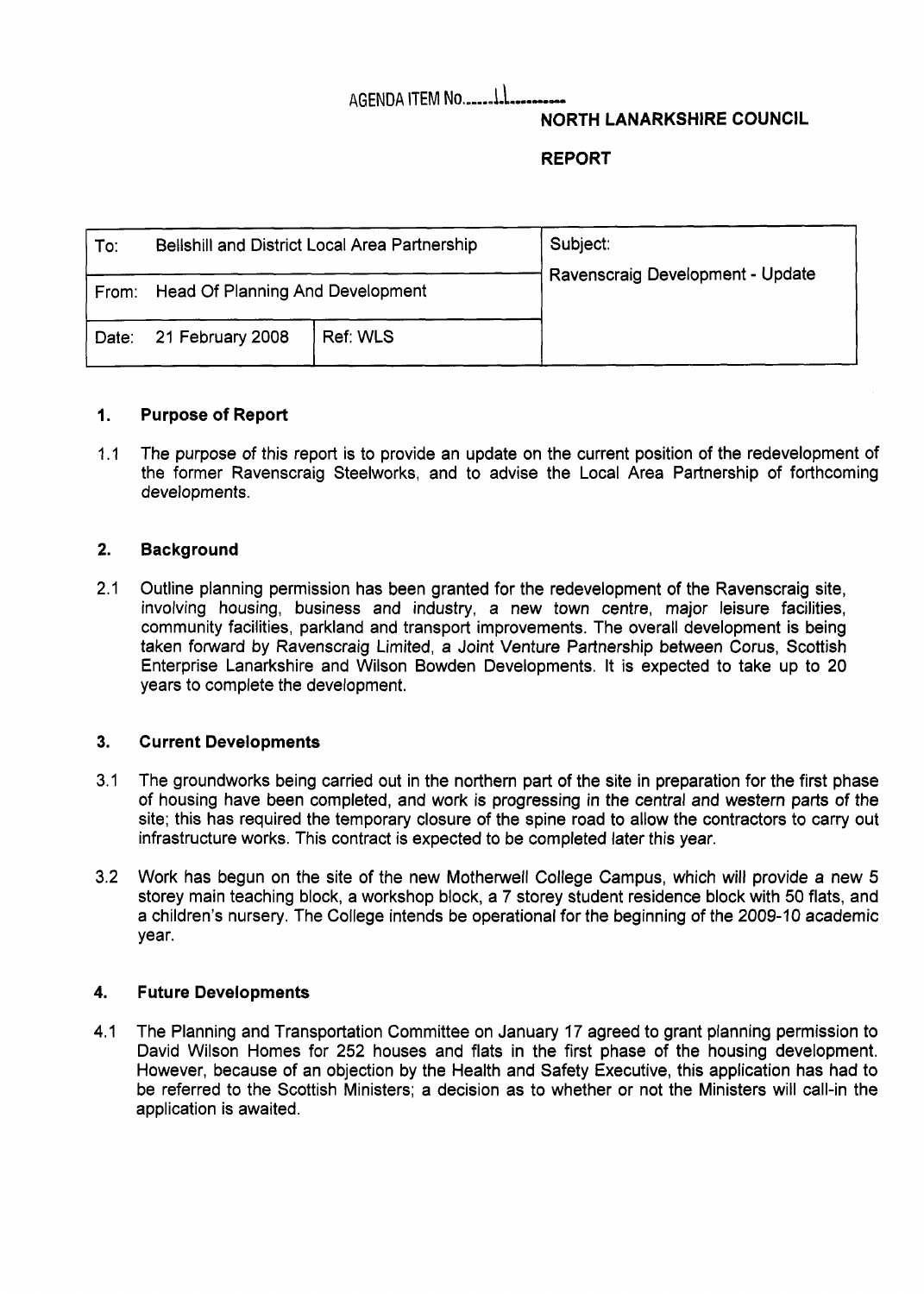AGENDA ITEM No......11.........

**NORTH LANARKSHIRE COUNCIL**

**REPORT**

| To: Bellshill and District Local Area Partnership | | Subject: |
|---|---|---|
| From: Head Of Planning And Development | | Ravenscraig Development - Update |
| Date: 21 February 2008 | Ref: WLS | |

## 1. Purpose of Report

1.1 The purpose of this report is to provide an update on the current position of the redevelopment of the former Ravenscraig Steelworks, and to advise the Local Area Partnership of forthcoming developments.

## 2. Background

2.1 Outline planning permission has been granted for the redevelopment of the Ravenscraig site, involving housing, business and industry, a new town centre, major leisure facilities, community facilities, parkland and transport improvements. The overall development is being taken forward by Ravenscraig Limited, a Joint Venture Partnership between Corus, Scottish Enterprise Lanarkshire and Wilson Bowden Developments. It is expected to take up to 20 years to complete the development.

## 3. Current Developments

3.1 The groundworks being carried out in the northern part of the site in preparation for the first phase of housing have been completed, and work is progressing in the central and western parts of the site; this has required the temporary closure of the spine road to allow the contractors to carry out infrastructure works. This contract is expected to be completed later this year.

3.2 Work has begun on the site of the new Motherwell College Campus, which will provide a new 5 storey main teaching block, a workshop block, a 7 storey student residence block with 50 flats, and a children's nursery. The College intends be operational for the beginning of the 2009-10 academic year.

## 4. Future Developments

4.1 The Planning and Transportation Committee on January 17 agreed to grant planning permission to David Wilson Homes for 252 houses and flats in the first phase of the housing development. However, because of an objection by the Health and Safety Executive, this application has had to be referred to the Scottish Ministers; a decision as to whether or not the Ministers will call-in the application is awaited.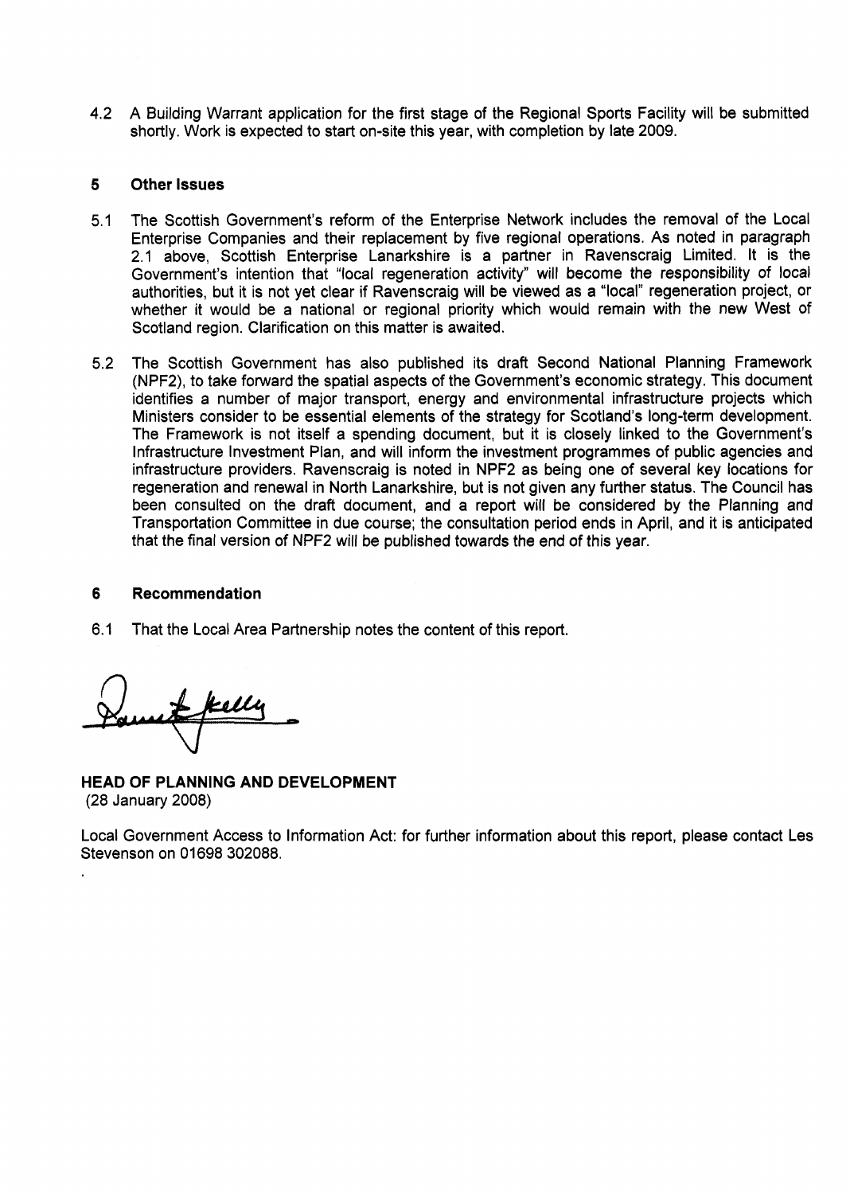4.2 A Building Warrant application for the first stage of the Regional Sports Facility will be submitted shortly. Work is expected to start on-site this year, with completion by late 2009.

## 5 Other Issues

5.1 The Scottish Government's reform of the Enterprise Network includes the removal of the Local Enterprise Companies and their replacement by five regional operations. As noted in paragraph 2.1 above, Scottish Enterprise Lanarkshire is a partner in Ravenscraig Limited. It is the Government's intention that "local regeneration activity" will become the responsibility of local authorities, but it is not yet clear if Ravenscraig will be viewed as a "local" regeneration project, or whether it would be a national or regional priority which would remain with the new West of Scotland region. Clarification on this matter is awaited.

5.2 The Scottish Government has also published its draft Second National Planning Framework (NPF2), to take forward the spatial aspects of the Government's economic strategy. This document identifies a number of major transport, energy and environmental infrastructure projects which Ministers consider to be essential elements of the strategy for Scotland's long-term development. The Framework is not itself a spending document, but it is closely linked to the Government's Infrastructure Investment Plan, and will inform the investment programmes of public agencies and infrastructure providers. Ravenscraig is noted in NPF2 as being one of several key locations for regeneration and renewal in North Lanarkshire, but is not given any further status. The Council has been consulted on the draft document, and a report will be considered by the Planning and Transportation Committee in due course; the consultation period ends in April, and it is anticipated that the final version of NPF2 will be published towards the end of this year.

## 6 Recommendation

6.1 That the Local Area Partnership notes the content of this report.

**HEAD OF PLANNING AND DEVELOPMENT**
(28 January 2008)

Local Government Access to Information Act: for further information about this report, please contact Les Stevenson on 01698 302088.